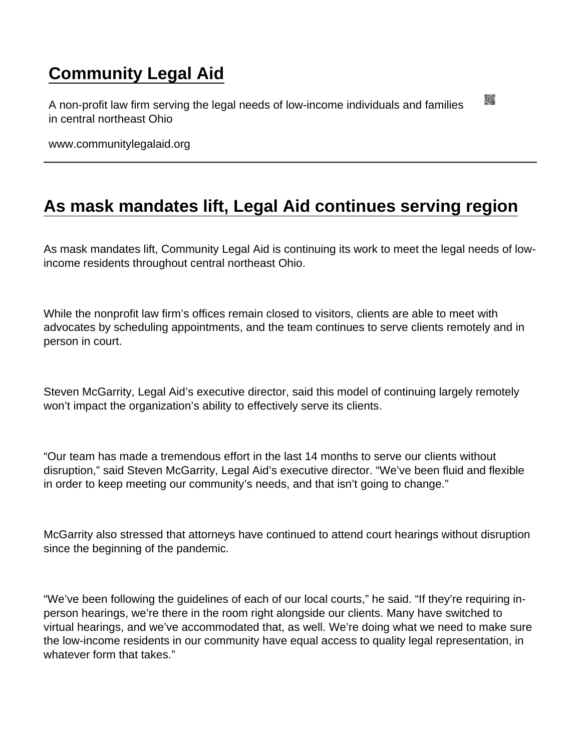# Community Legal Aid

A non-profit law firm serving the legal needs of low-income individuals and families in central northeast Ohio

www.communitylegalaid.org

---

## As mask mandates lift, Legal Aid continues serving region

As mask mandates lift, Community Legal Aid is continuing its work to meet the legal needs of low-income residents throughout central northeast Ohio.

While the nonprofit law firm's offices remain closed to visitors, clients are able to meet with advocates by scheduling appointments, and the team continues to serve clients remotely and in person in court.

Steven McGarrity, Legal Aid's executive director, said this model of continuing largely remotely won't impact the organization's ability to effectively serve its clients.

"Our team has made a tremendous effort in the last 14 months to serve our clients without disruption," said Steven McGarrity, Legal Aid's executive director. "We've been fluid and flexible in order to keep meeting our community's needs, and that isn't going to change."

McGarrity also stressed that attorneys have continued to attend court hearings without disruption since the beginning of the pandemic.

"We've been following the guidelines of each of our local courts," he said. "If they're requiring in-person hearings, we're there in the room right alongside our clients. Many have switched to virtual hearings, and we've accommodated that, as well. We're doing what we need to make sure the low-income residents in our community have equal access to quality legal representation, in whatever form that takes."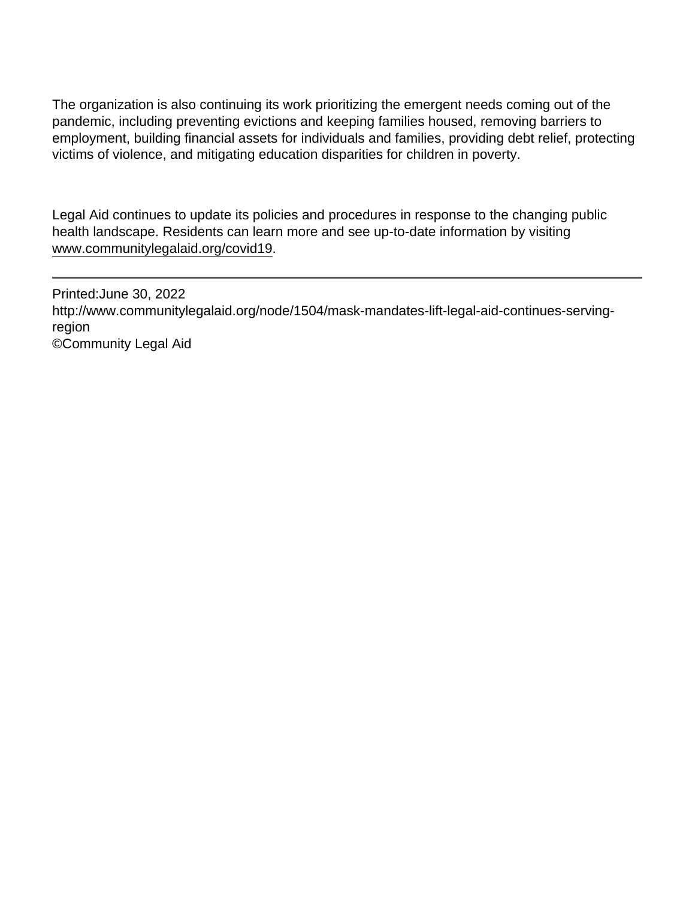The organization is also continuing its work prioritizing the emergent needs coming out of the pandemic, including preventing evictions and keeping families housed, removing barriers to employment, building financial assets for individuals and families, providing debt relief, protecting victims of violence, and mitigating education disparities for children in poverty.

Legal Aid continues to update its policies and procedures in response to the changing public health landscape. Residents can learn more and see up-to-date information by visiting www.communitylegalaid.org/covid19.

---

Printed:June 30, 2022
http://www.communitylegalaid.org/node/1504/mask-mandates-lift-legal-aid-continues-serving-region
©Community Legal Aid